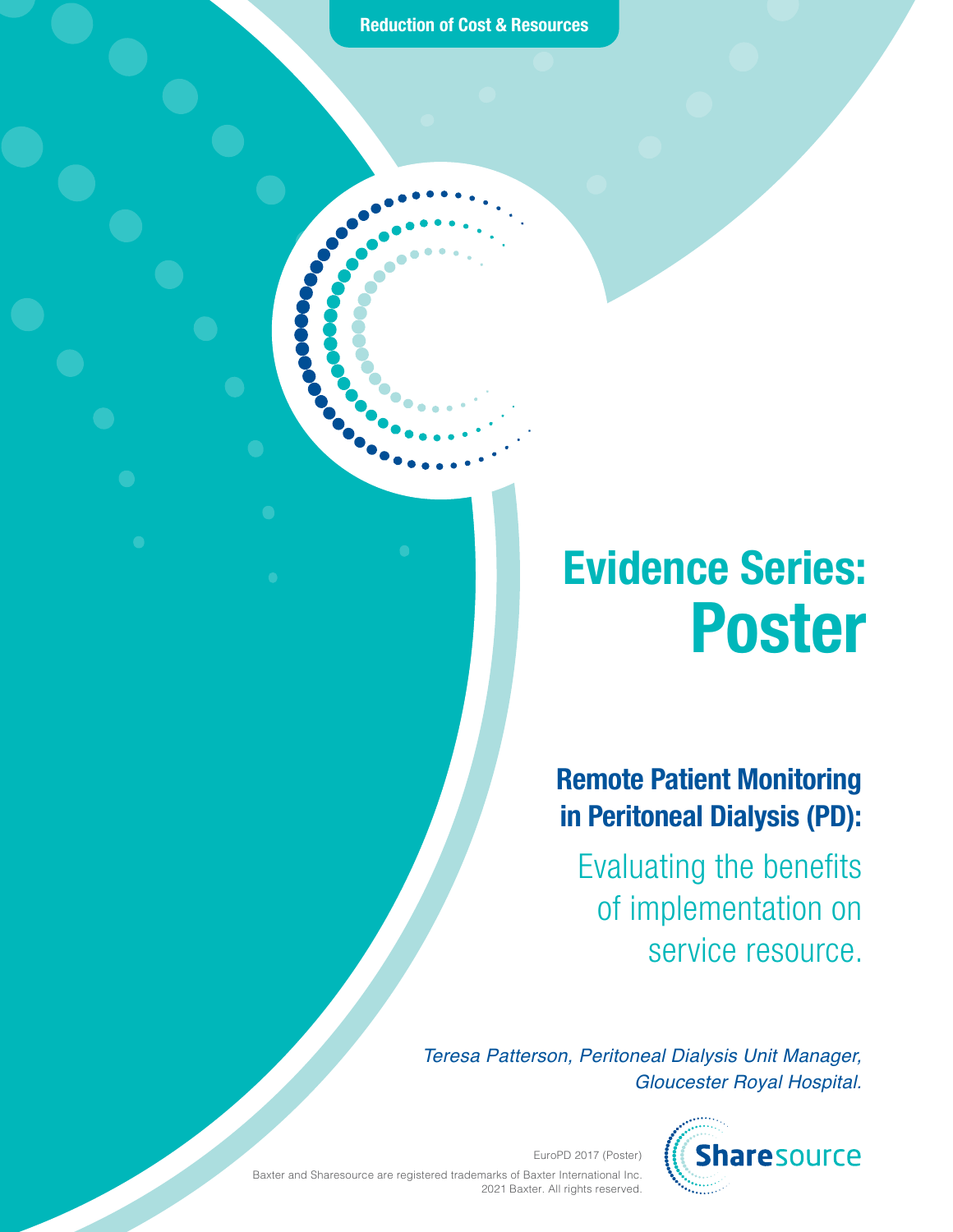Reduction of Cost & Resources

# Evidence Series: Poster

## Remote Patient Monitoring in Peritoneal Dialysis (PD):

Evaluating the benefits of implementation on service resource.

*Teresa Patterson, Peritoneal Dialysis Unit Manager, Gloucester Royal Hospital.*

EuroPD 2017 (Poster)

Baxter and Sharesource are registered trademarks of Baxter International Inc. 2021 Baxter. All rights reserved.

Sharesource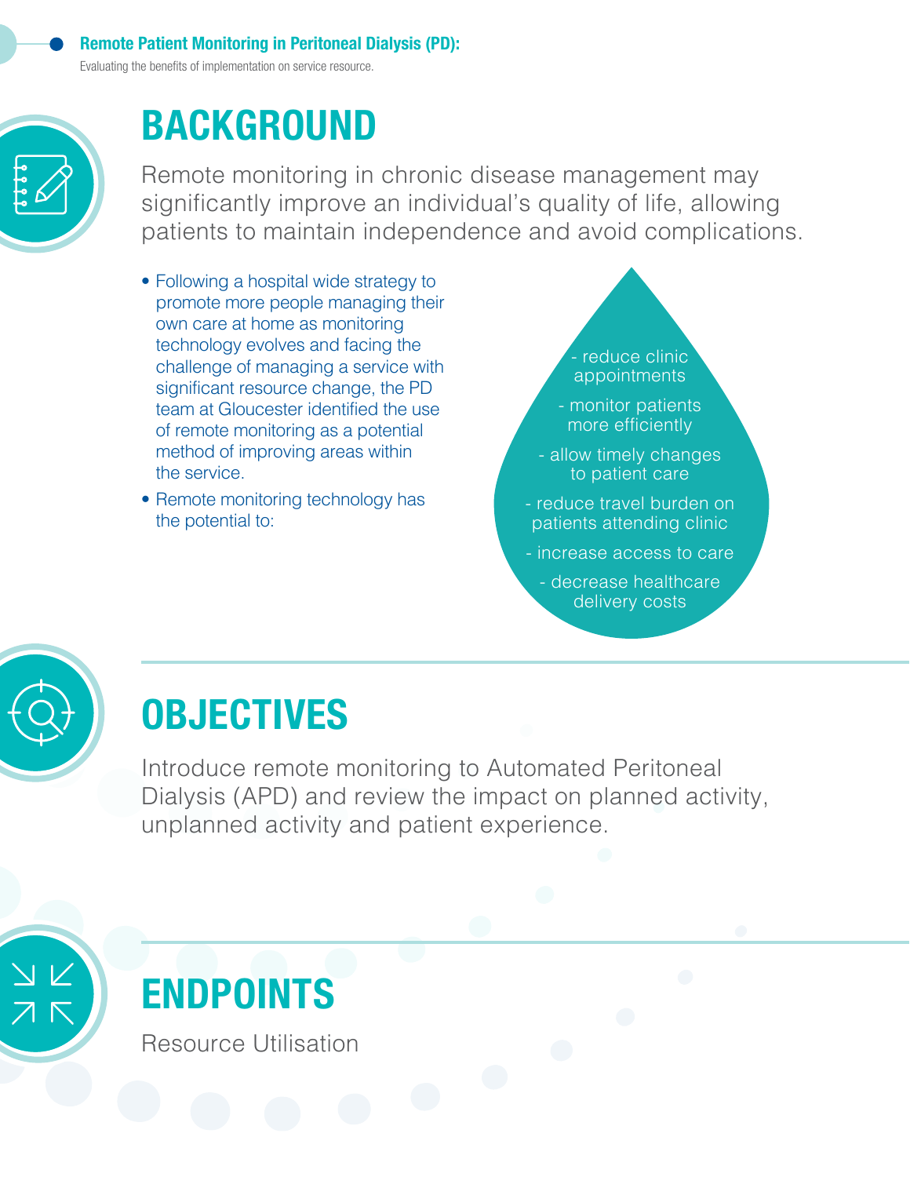**Remote Patient Monitoring in Peritoneal Dialysis (PD):**

Evaluating the benefits of implementation on service resource.

# BACKGROUND

Remote monitoring in chronic disease management may significantly improve an individual's quality of life, allowing patients to maintain independence and avoid complications.

- Following a hospital wide strategy to promote more people managing their own care at home as monitoring technology evolves and facing the challenge of managing a service with significant resource change, the PD team at Gloucester identified the use of remote monitoring as a potential method of improving areas within the service.
- Remote monitoring technology has the potential to:

- reduce clinic appointments
- monitor patients more efficiently
- allow timely changes to patient care
- reduce travel burden on patients attending clinic
- increase access to care
- decrease healthcare delivery costs

# OBJECTIVES

Introduce remote monitoring to Automated Peritoneal Dialysis (APD) and review the impact on planned activity, unplanned activity and patient experience.

# ENDPOINTS

Resource Utilisation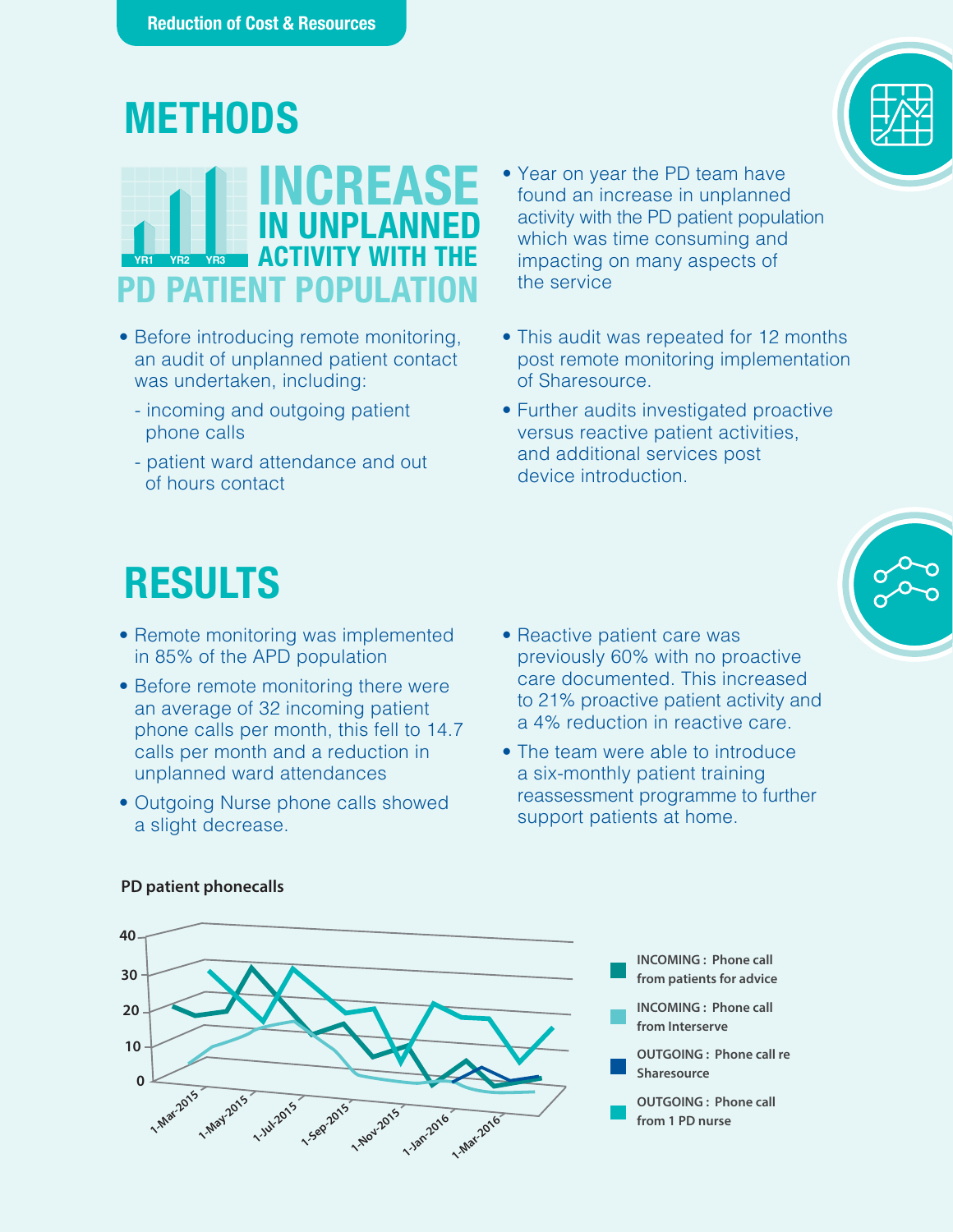**Reduction of Cost & Resources**

# METHODS

## INCREASE IN UNPLANNED ACTIVITY WITH THE PD PATIENT POPULATION

YR1 YR2 YR3

- Year on year the PD team have found an increase in unplanned activity with the PD patient population which was time consuming and impacting on many aspects of the service
- Before introducing remote monitoring, an audit of unplanned patient contact was undertaken, including:
  - incoming and outgoing patient phone calls
  - patient ward attendance and out of hours contact
- This audit was repeated for 12 months post remote monitoring implementation of Sharesource.
- Further audits investigated proactive versus reactive patient activities, and additional services post device introduction.

# RESULTS

- Remote monitoring was implemented in 85% of the APD population
- Before remote monitoring there were an average of 32 incoming patient phone calls per month, this fell to 14.7 calls per month and a reduction in unplanned ward attendances
- Outgoing Nurse phone calls showed a slight decrease.
- Reactive patient care was previously 60% with no proactive care documented. This increased to 21% proactive patient activity and a 4% reduction in reactive care.
- The team were able to introduce a six-monthly patient training reassessment programme to further support patients at home.

**PD patient phonecalls**

Legend:
- INCOMING : Phone call from patients for advice
- INCOMING : Phone call from Interserve
- OUTGOING : Phone call re Sharesource
- OUTGOING : Phone call from 1 PD nurse

Y-axis: 0, 10, 20, 30, 40

X-axis: 1-Mar-2015, 1-May-2015, 1-Jul-2015, 1-Sep-2015, 1-Nov-2015, 1-Jan-2016, 1-Mar-2016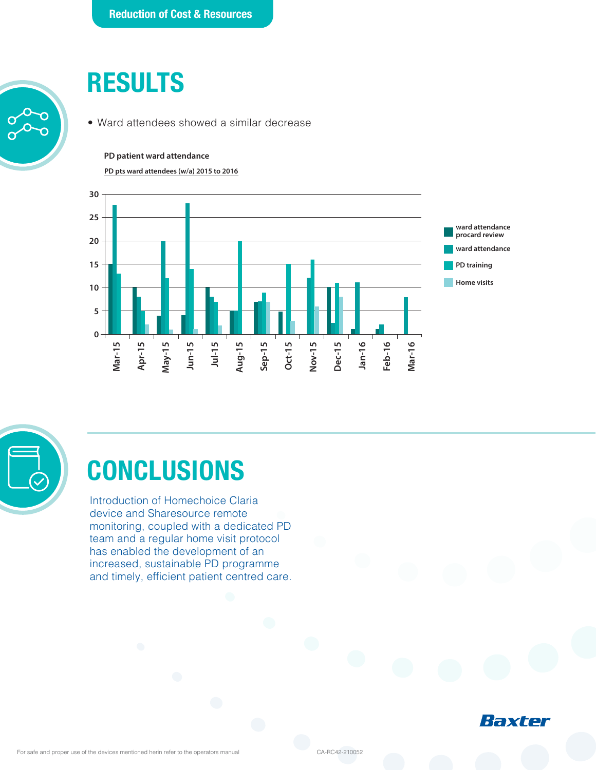Reduction of Cost & Resources

# RESULTS

- Ward attendees showed a similar decrease

PD patient ward attendance

PD pts ward attendees (w/a) 2015 to 2016

30
25
20
15
10
5
0

Mar-15
Apr-15
May-15
Jun-15
Jul-15
Aug-15
Sep-15
Oct-15
Nov-15
Dec-15
Jan-16
Feb-16
Mar-16

ward attendance procard review
ward attendance
PD training
Home visits

# CONCLUSIONS

Introduction of Homechoice Claria device and Sharesource remote monitoring, coupled with a dedicated PD team and a regular home visit protocol has enabled the development of an increased, sustainable PD programme and timely, efficient patient centred care.

Baxter

For safe and proper use of the devices mentioned herin refer to the operators manual

CA-RC42-210052